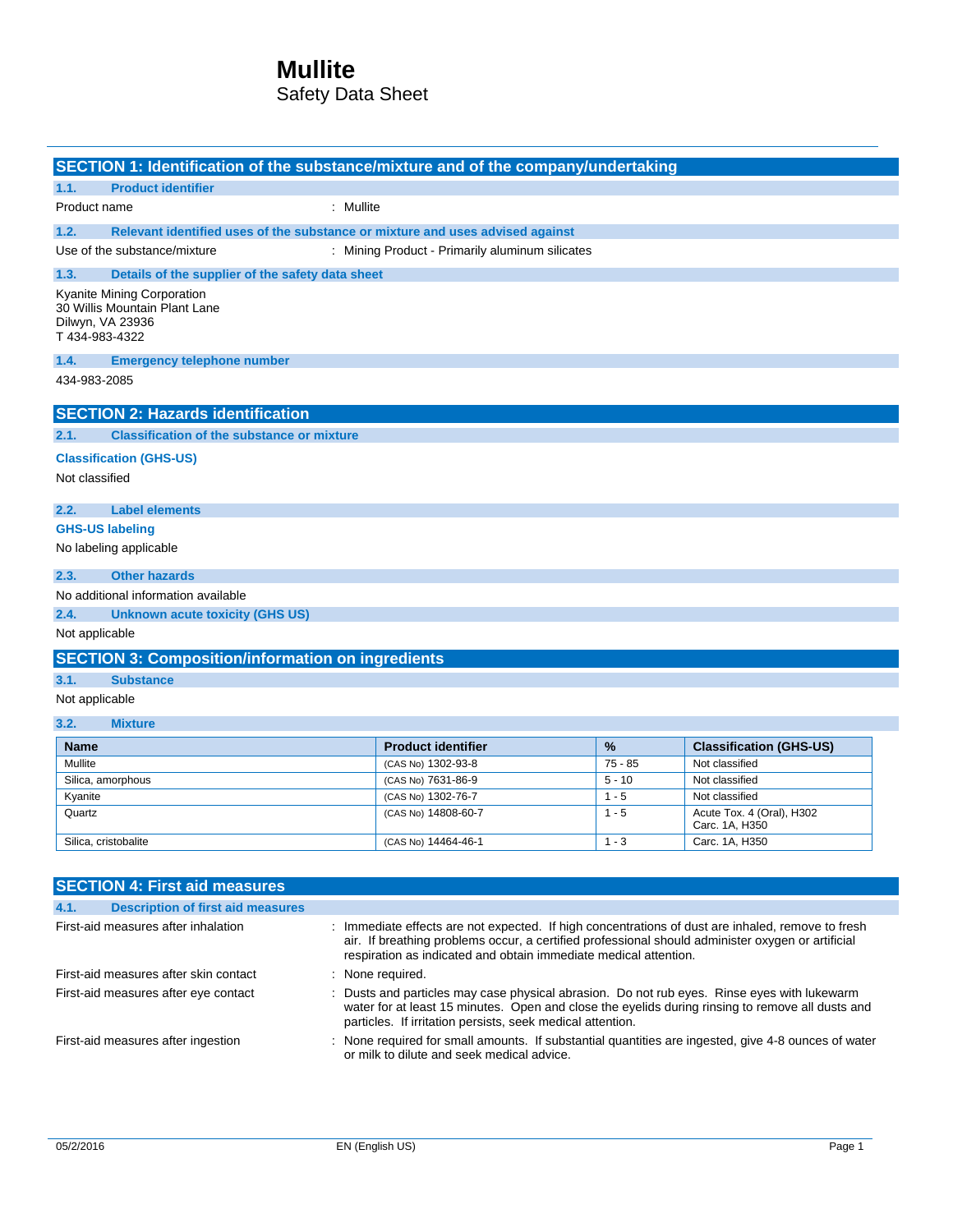# Mullite

Safety Data Sheet

## SECTION 1: Identification of the substance/mixture and of the company/undertaking

### 1.1. Product identifier

Product name : Mullite

### 1.2. Relevant identified uses of the substance or mixture and uses advised against

Use of the substance/mixture : Mining Product - Primarily aluminum silicates

### 1.3. Details of the supplier of the safety data sheet

Kyanite Mining Corporation
30 Willis Mountain Plant Lane
Dilwyn, VA 23936
T 434-983-4322

### 1.4. Emergency telephone number

434-983-2085

## SECTION 2: Hazards identification

### 2.1. Classification of the substance or mixture

**Classification (GHS-US)**

Not classified

### 2.2. Label elements

**GHS-US labeling**

No labeling applicable

### 2.3. Other hazards

No additional information available

### 2.4. Unknown acute toxicity (GHS US)

Not applicable

## SECTION 3: Composition/information on ingredients

### 3.1. Substance

Not applicable

### 3.2. Mixture

| Name | Product identifier | % | Classification (GHS-US) |
|---|---|---|---|
| Mullite | (CAS No) 1302-93-8 | 75 - 85 | Not classified |
| Silica, amorphous | (CAS No) 7631-86-9 | 5 - 10 | Not classified |
| Kyanite | (CAS No) 1302-76-7 | 1 - 5 | Not classified |
| Quartz | (CAS No) 14808-60-7 | 1 - 5 | Acute Tox. 4 (Oral), H302<br>Carc. 1A, H350 |
| Silica, cristobalite | (CAS No) 14464-46-1 | 1 - 3 | Carc. 1A, H350 |

## SECTION 4: First aid measures

### 4.1. Description of first aid measures

First-aid measures after inhalation : Immediate effects are not expected. If high concentrations of dust are inhaled, remove to fresh air. If breathing problems occur, a certified professional should administer oxygen or artificial respiration as indicated and obtain immediate medical attention.

First-aid measures after skin contact : None required.

First-aid measures after eye contact : Dusts and particles may case physical abrasion. Do not rub eyes. Rinse eyes with lukewarm water for at least 15 minutes. Open and close the eyelids during rinsing to remove all dusts and particles. If irritation persists, seek medical attention.

First-aid measures after ingestion : None required for small amounts. If substantial quantities are ingested, give 4-8 ounces of water or milk to dilute and seek medical advice.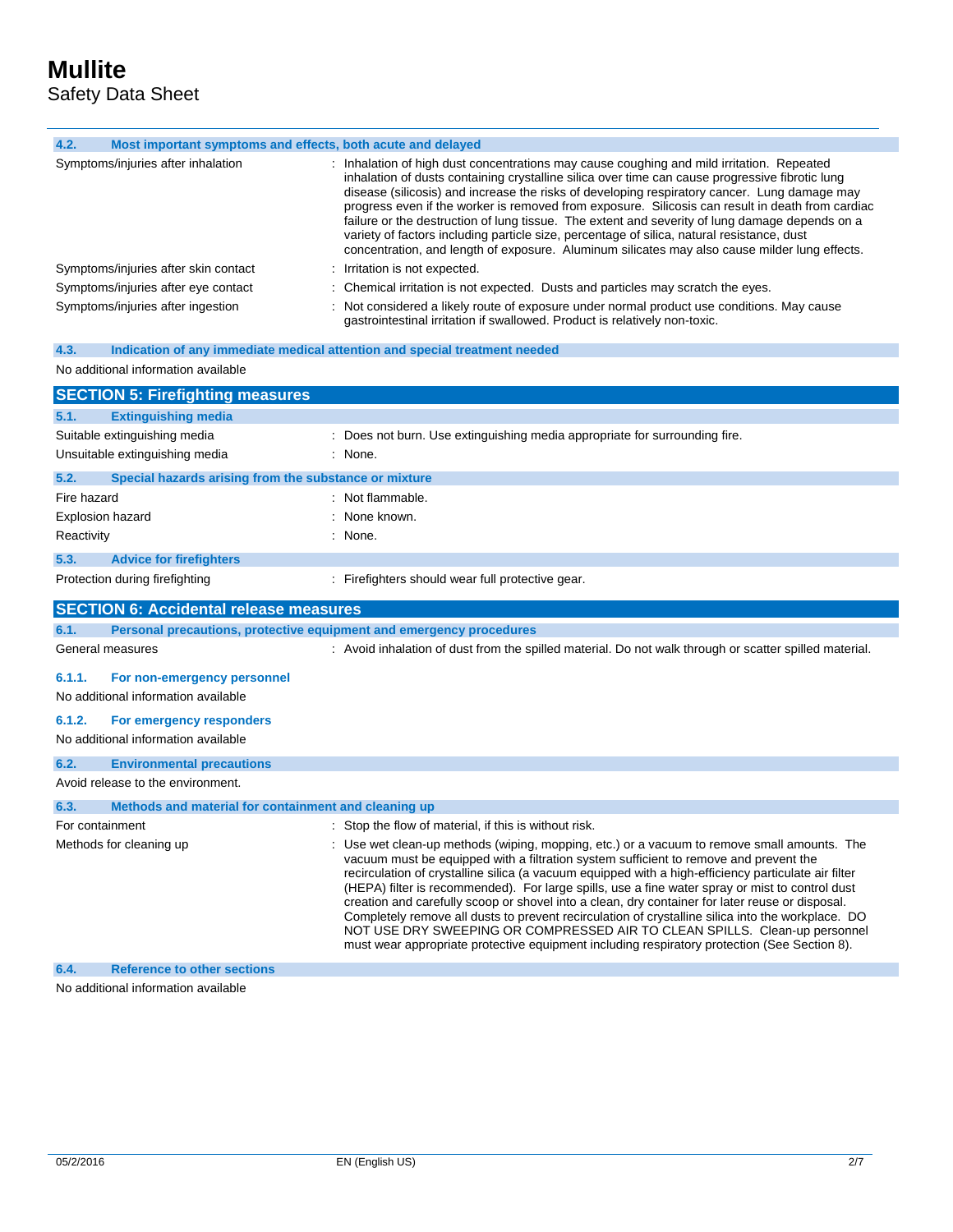### 4.2. Most important symptoms and effects, both acute and delayed

| | |
|---|---|
| Symptoms/injuries after inhalation | : Inhalation of high dust concentrations may cause coughing and mild irritation. Repeated inhalation of dusts containing crystalline silica over time can cause progressive fibrotic lung disease (silicosis) and increase the risks of developing respiratory cancer. Lung damage may progress even if the worker is removed from exposure. Silicosis can result in death from cardiac failure or the destruction of lung tissue. The extent and severity of lung damage depends on a variety of factors including particle size, percentage of silica, natural resistance, dust concentration, and length of exposure. Aluminum silicates may also cause milder lung effects. |
| Symptoms/injuries after skin contact | : Irritation is not expected. |
| Symptoms/injuries after eye contact | : Chemical irritation is not expected. Dusts and particles may scratch the eyes. |
| Symptoms/injuries after ingestion | : Not considered a likely route of exposure under normal product use conditions. May cause gastrointestinal irritation if swallowed. Product is relatively non-toxic. |

### 4.3. Indication of any immediate medical attention and special treatment needed

No additional information available

## SECTION 5: Firefighting measures

### 5.1. Extinguishing media

| | |
|---|---|
| Suitable extinguishing media | : Does not burn. Use extinguishing media appropriate for surrounding fire. |
| Unsuitable extinguishing media | : None. |

### 5.2. Special hazards arising from the substance or mixture

| | |
|---|---|
| Fire hazard | : Not flammable. |
| Explosion hazard | : None known. |
| Reactivity | : None. |

### 5.3. Advice for firefighters

| | |
|---|---|
| Protection during firefighting | : Firefighters should wear full protective gear. |

## SECTION 6: Accidental release measures

### 6.1. Personal precautions, protective equipment and emergency procedures

| | |
|---|---|
| General measures | : Avoid inhalation of dust from the spilled material. Do not walk through or scatter spilled material. |

#### 6.1.1. For non-emergency personnel

No additional information available

#### 6.1.2. For emergency responders

No additional information available

### 6.2. Environmental precautions

Avoid release to the environment.

### 6.3. Methods and material for containment and cleaning up

| | |
|---|---|
| For containment | : Stop the flow of material, if this is without risk. |
| Methods for cleaning up | : Use wet clean-up methods (wiping, mopping, etc.) or a vacuum to remove small amounts. The vacuum must be equipped with a filtration system sufficient to remove and prevent the recirculation of crystalline silica (a vacuum equipped with a high-efficiency particulate air filter (HEPA) filter is recommended). For large spills, use a fine water spray or mist to control dust creation and carefully scoop or shovel into a clean, dry container for later reuse or disposal. Completely remove all dusts to prevent recirculation of crystalline silica into the workplace. DO NOT USE DRY SWEEPING OR COMPRESSED AIR TO CLEAN SPILLS. Clean-up personnel must wear appropriate protective equipment including respiratory protection (See Section 8). |

### 6.4. Reference to other sections

No additional information available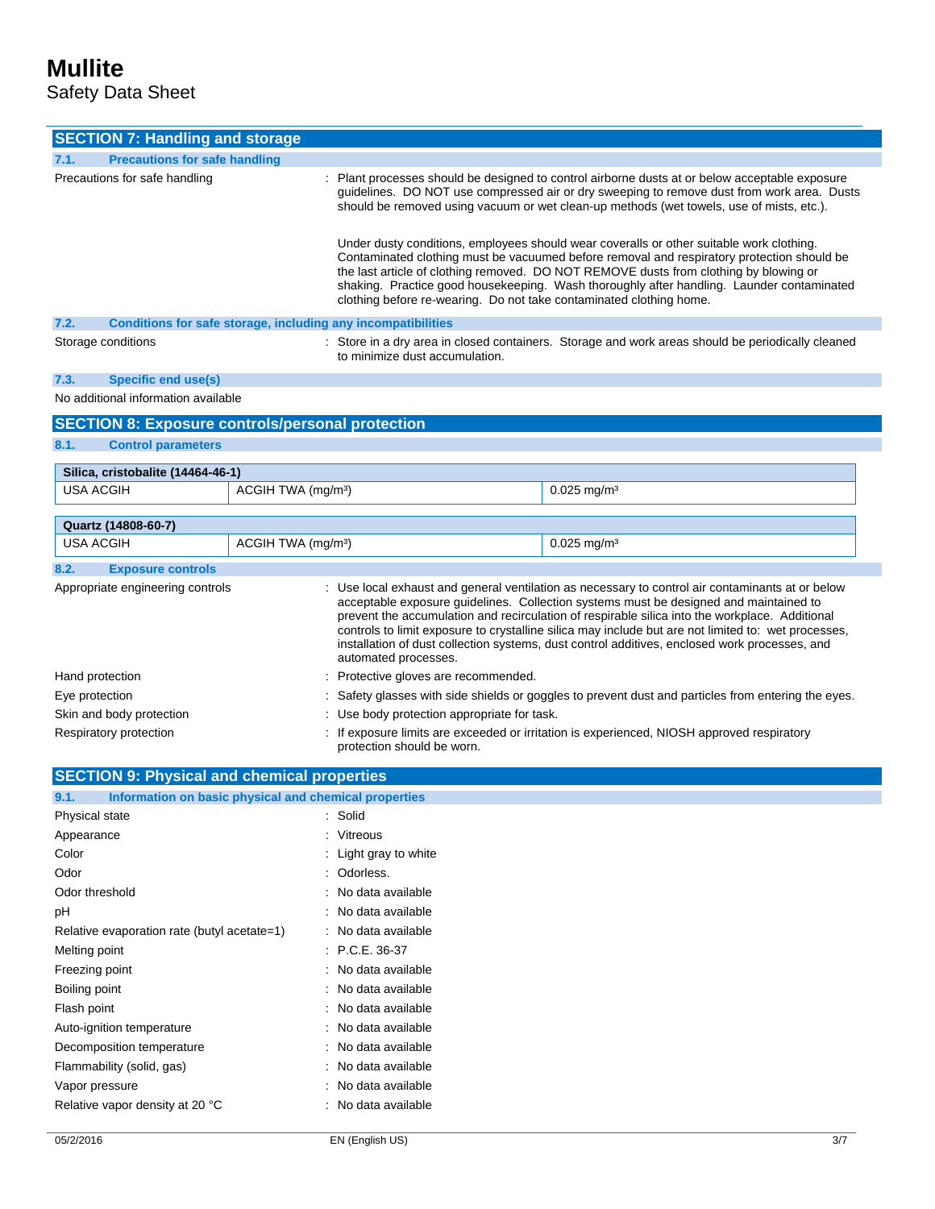## SECTION 7: Handling and storage

### 7.1. Precautions for safe handling

Precautions for safe handling : Plant processes should be designed to control airborne dusts at or below acceptable exposure guidelines. DO NOT use compressed air or dry sweeping to remove dust from work area. Dusts should be removed using vacuum or wet clean-up methods (wet towels, use of mists, etc.).

Under dusty conditions, employees should wear coveralls or other suitable work clothing. Contaminated clothing must be vacuumed before removal and respiratory protection should be the last article of clothing removed. DO NOT REMOVE dusts from clothing by blowing or shaking. Practice good housekeeping. Wash thoroughly after handling. Launder contaminated clothing before re-wearing. Do not take contaminated clothing home.

### 7.2. Conditions for safe storage, including any incompatibilities

Storage conditions : Store in a dry area in closed containers. Storage and work areas should be periodically cleaned to minimize dust accumulation.

### 7.3. Specific end use(s)

No additional information available

## SECTION 8: Exposure controls/personal protection

### 8.1. Control parameters

| Silica, cristobalite (14464-46-1) | | |
|---|---|---|
| USA ACGIH | ACGIH TWA (mg/m³) | 0.025 mg/m³ |

| Quartz (14808-60-7) | | |
|---|---|---|
| USA ACGIH | ACGIH TWA (mg/m³) | 0.025 mg/m³ |

### 8.2. Exposure controls

Appropriate engineering controls : Use local exhaust and general ventilation as necessary to control air contaminants at or below acceptable exposure guidelines. Collection systems must be designed and maintained to prevent the accumulation and recirculation of respirable silica into the workplace. Additional controls to limit exposure to crystalline silica may include but are not limited to: wet processes, installation of dust collection systems, dust control additives, enclosed work processes, and automated processes.

Hand protection : Protective gloves are recommended.

Eye protection : Safety glasses with side shields or goggles to prevent dust and particles from entering the eyes.

Skin and body protection : Use body protection appropriate for task.

Respiratory protection : If exposure limits are exceeded or irritation is experienced, NIOSH approved respiratory protection should be worn.

## SECTION 9: Physical and chemical properties

### 9.1. Information on basic physical and chemical properties

| | |
|---|---|
| Physical state | : Solid |
| Appearance | : Vitreous |
| Color | : Light gray to white |
| Odor | : Odorless. |
| Odor threshold | : No data available |
| pH | : No data available |
| Relative evaporation rate (butyl acetate=1) | : No data available |
| Melting point | : P.C.E. 36-37 |
| Freezing point | : No data available |
| Boiling point | : No data available |
| Flash point | : No data available |
| Auto-ignition temperature | : No data available |
| Decomposition temperature | : No data available |
| Flammability (solid, gas) | : No data available |
| Vapor pressure | : No data available |
| Relative vapor density at 20 °C | : No data available |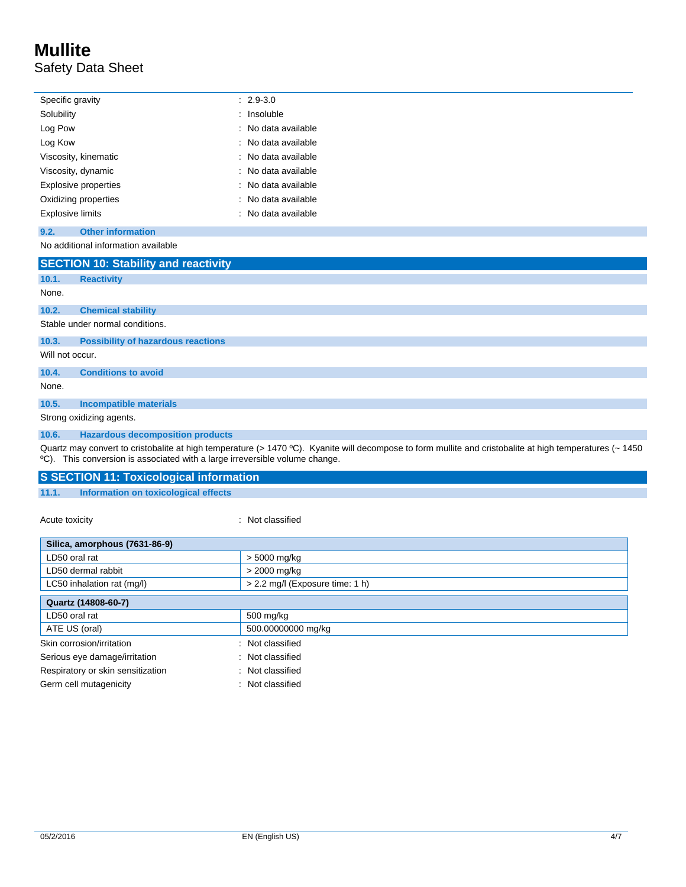| | |
|---|---|
| Specific gravity | : 2.9-3.0 |
| Solubility | : Insoluble |
| Log Pow | : No data available |
| Log Kow | : No data available |
| Viscosity, kinematic | : No data available |
| Viscosity, dynamic | : No data available |
| Explosive properties | : No data available |
| Oxidizing properties | : No data available |
| Explosive limits | : No data available |

### 9.2. Other information

No additional information available

## SECTION 10: Stability and reactivity

### 10.1. Reactivity

None.

### 10.2. Chemical stability

Stable under normal conditions.

### 10.3. Possibility of hazardous reactions

Will not occur.

### 10.4. Conditions to avoid

None.

### 10.5. Incompatible materials

Strong oxidizing agents.

### 10.6. Hazardous decomposition products

Quartz may convert to cristobalite at high temperature (> 1470 ºC). Kyanite will decompose to form mullite and cristobalite at high temperatures (~ 1450 ºC). This conversion is associated with a large irreversible volume change.

## S SECTION 11: Toxicological information

### 11.1. Information on toxicological effects

Acute toxicity : Not classified

| Silica, amorphous (7631-86-9) | |
|---|---|
| LD50 oral rat | > 5000 mg/kg |
| LD50 dermal rabbit | > 2000 mg/kg |
| LC50 inhalation rat (mg/l) | > 2.2 mg/l (Exposure time: 1 h) |

| Quartz (14808-60-7) | |
|---|---|
| LD50 oral rat | 500 mg/kg |
| ATE US (oral) | 500.00000000 mg/kg |

| | |
|---|---|
| Skin corrosion/irritation | : Not classified |
| Serious eye damage/irritation | : Not classified |
| Respiratory or skin sensitization | : Not classified |
| Germ cell mutagenicity | : Not classified |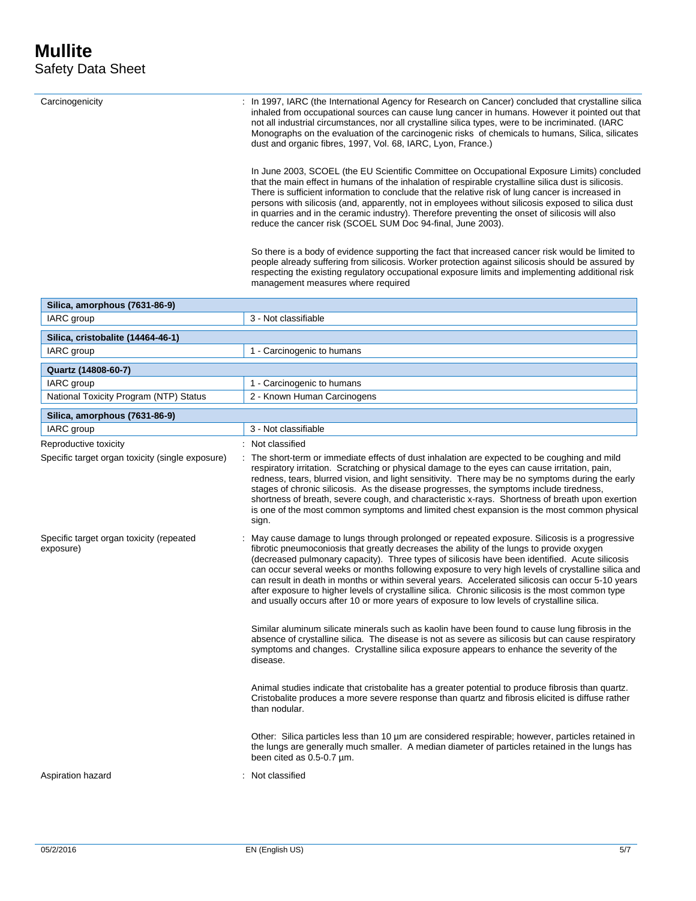Carcinogenicity : In 1997, IARC (the International Agency for Research on Cancer) concluded that crystalline silica inhaled from occupational sources can cause lung cancer in humans. However it pointed out that not all industrial circumstances, nor all crystalline silica types, were to be incriminated. (IARC Monographs on the evaluation of the carcinogenic risks of chemicals to humans, Silica, silicates dust and organic fibres, 1997, Vol. 68, IARC, Lyon, France.)

In June 2003, SCOEL (the EU Scientific Committee on Occupational Exposure Limits) concluded that the main effect in humans of the inhalation of respirable crystalline silica dust is silicosis. There is sufficient information to conclude that the relative risk of lung cancer is increased in persons with silicosis (and, apparently, not in employees without silicosis exposed to silica dust in quarries and in the ceramic industry). Therefore preventing the onset of silicosis will also reduce the cancer risk (SCOEL SUM Doc 94-final, June 2003).

So there is a body of evidence supporting the fact that increased cancer risk would be limited to people already suffering from silicosis. Worker protection against silicosis should be assured by respecting the existing regulatory occupational exposure limits and implementing additional risk management measures where required

| **Silica, amorphous (7631-86-9)** | |
|---|---|
| IARC group | 3 - Not classifiable |

| **Silica, cristobalite (14464-46-1)** | |
|---|---|
| IARC group | 1 - Carcinogenic to humans |

| **Quartz (14808-60-7)** | |
|---|---|
| IARC group | 1 - Carcinogenic to humans |
| National Toxicity Program (NTP) Status | 2 - Known Human Carcinogens |

| **Silica, amorphous (7631-86-9)** | |
|---|---|
| IARC group | 3 - Not classifiable |

Reproductive toxicity : Not classified

Specific target organ toxicity (single exposure) : The short-term or immediate effects of dust inhalation are expected to be coughing and mild respiratory irritation. Scratching or physical damage to the eyes can cause irritation, pain, redness, tears, blurred vision, and light sensitivity. There may be no symptoms during the early stages of chronic silicosis. As the disease progresses, the symptoms include tiredness, shortness of breath, severe cough, and characteristic x-rays. Shortness of breath upon exertion is one of the most common symptoms and limited chest expansion is the most common physical sign.

Specific target organ toxicity (repeated exposure) : May cause damage to lungs through prolonged or repeated exposure. Silicosis is a progressive fibrotic pneumoconiosis that greatly decreases the ability of the lungs to provide oxygen (decreased pulmonary capacity). Three types of silicosis have been identified. Acute silicosis can occur several weeks or months following exposure to very high levels of crystalline silica and can result in death in months or within several years. Accelerated silicosis can occur 5-10 years after exposure to higher levels of crystalline silica. Chronic silicosis is the most common type and usually occurs after 10 or more years of exposure to low levels of crystalline silica.

Similar aluminum silicate minerals such as kaolin have been found to cause lung fibrosis in the absence of crystalline silica. The disease is not as severe as silicosis but can cause respiratory symptoms and changes. Crystalline silica exposure appears to enhance the severity of the disease.

Animal studies indicate that cristobalite has a greater potential to produce fibrosis than quartz. Cristobalite produces a more severe response than quartz and fibrosis elicited is diffuse rather than nodular.

Other: Silica particles less than 10 µm are considered respirable; however, particles retained in the lungs are generally much smaller. A median diameter of particles retained in the lungs has been cited as 0.5-0.7 µm.

Aspiration hazard : Not classified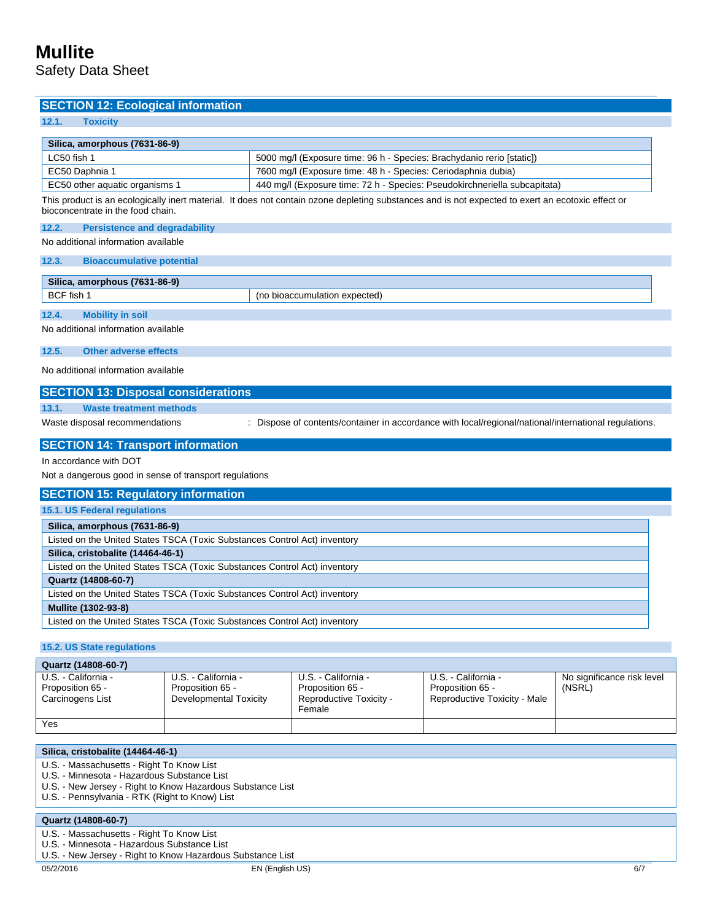## SECTION 12: Ecological information

### 12.1. Toxicity

| Silica, amorphous (7631-86-9) | |
|---|---|
| LC50 fish 1 | 5000 mg/l (Exposure time: 96 h - Species: Brachydanio rerio [static]) |
| EC50 Daphnia 1 | 7600 mg/l (Exposure time: 48 h - Species: Ceriodaphnia dubia) |
| EC50 other aquatic organisms 1 | 440 mg/l (Exposure time: 72 h - Species: Pseudokirchneriella subcapitata) |

This product is an ecologically inert material. It does not contain ozone depleting substances and is not expected to exert an ecotoxic effect or bioconcentrate in the food chain.

### 12.2. Persistence and degradability

No additional information available

### 12.3. Bioaccumulative potential

| Silica, amorphous (7631-86-9) | |
|---|---|
| BCF fish 1 | (no bioaccumulation expected) |

### 12.4. Mobility in soil

No additional information available

### 12.5. Other adverse effects

No additional information available

## SECTION 13: Disposal considerations

### 13.1. Waste treatment methods

Waste disposal recommendations : Dispose of contents/container in accordance with local/regional/national/international regulations.

## SECTION 14: Transport information

In accordance with DOT

Not a dangerous good in sense of transport regulations

## SECTION 15: Regulatory information

### 15.1. US Federal regulations

| Silica, amorphous (7631-86-9) |
|---|
| Listed on the United States TSCA (Toxic Substances Control Act) inventory |
| **Silica, cristobalite (14464-46-1)** |
| Listed on the United States TSCA (Toxic Substances Control Act) inventory |
| **Quartz (14808-60-7)** |
| Listed on the United States TSCA (Toxic Substances Control Act) inventory |
| **Mullite (1302-93-8)** |
| Listed on the United States TSCA (Toxic Substances Control Act) inventory |

### 15.2. US State regulations

| Quartz (14808-60-7) | | | | |
|---|---|---|---|---|
| U.S. - California - Proposition 65 - Carcinogens List | U.S. - California - Proposition 65 - Developmental Toxicity | U.S. - California - Proposition 65 - Reproductive Toxicity - Female | U.S. - California - Proposition 65 - Reproductive Toxicity - Male | No significance risk level (NSRL) |
| Yes | | | | |

| Silica, cristobalite (14464-46-1) |
|---|
| U.S. - Massachusetts - Right To Know List<br>U.S. - Minnesota - Hazardous Substance List<br>U.S. - New Jersey - Right to Know Hazardous Substance List<br>U.S. - Pennsylvania - RTK (Right to Know) List |

| Quartz (14808-60-7) |
|---|
| U.S. - Massachusetts - Right To Know List<br>U.S. - Minnesota - Hazardous Substance List<br>U.S. - New Jersey - Right to Know Hazardous Substance List |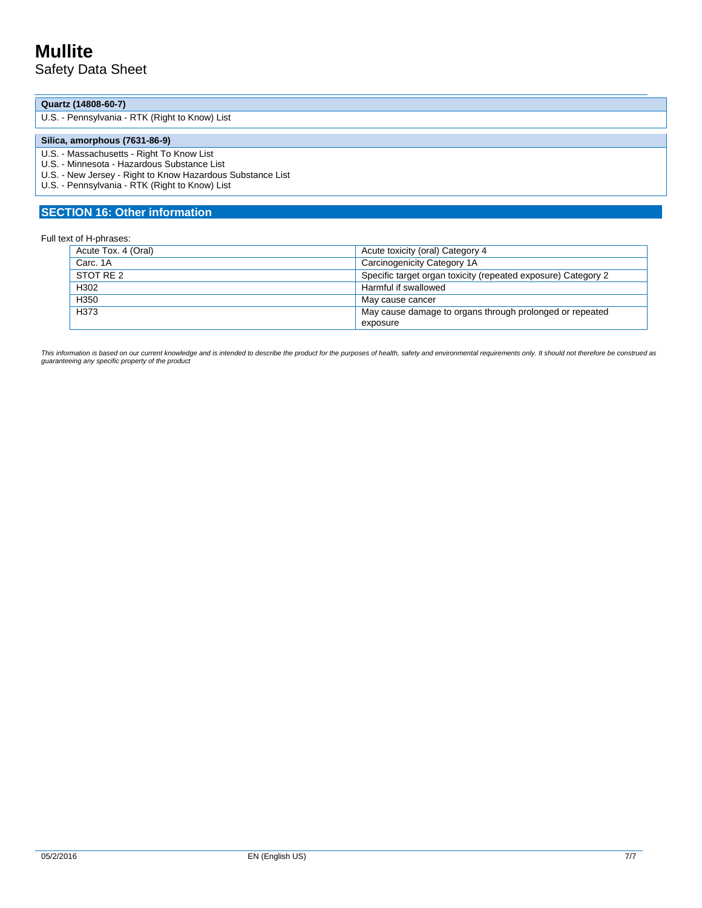| Quartz (14808-60-7) |
|---|
| U.S. - Pennsylvania - RTK (Right to Know) List |

| Silica, amorphous (7631-86-9) |
|---|
| U.S. - Massachusetts - Right To Know List<br>U.S. - Minnesota - Hazardous Substance List<br>U.S. - New Jersey - Right to Know Hazardous Substance List<br>U.S. - Pennsylvania - RTK (Right to Know) List |

## SECTION 16: Other information

Full text of H-phrases:

| | |
|---|---|
| Acute Tox. 4 (Oral) | Acute toxicity (oral) Category 4 |
| Carc. 1A | Carcinogenicity Category 1A |
| STOT RE 2 | Specific target organ toxicity (repeated exposure) Category 2 |
| H302 | Harmful if swallowed |
| H350 | May cause cancer |
| H373 | May cause damage to organs through prolonged or repeated exposure |

*This information is based on our current knowledge and is intended to describe the product for the purposes of health, safety and environmental requirements only. It should not therefore be construed as guaranteeing any specific property of the product*